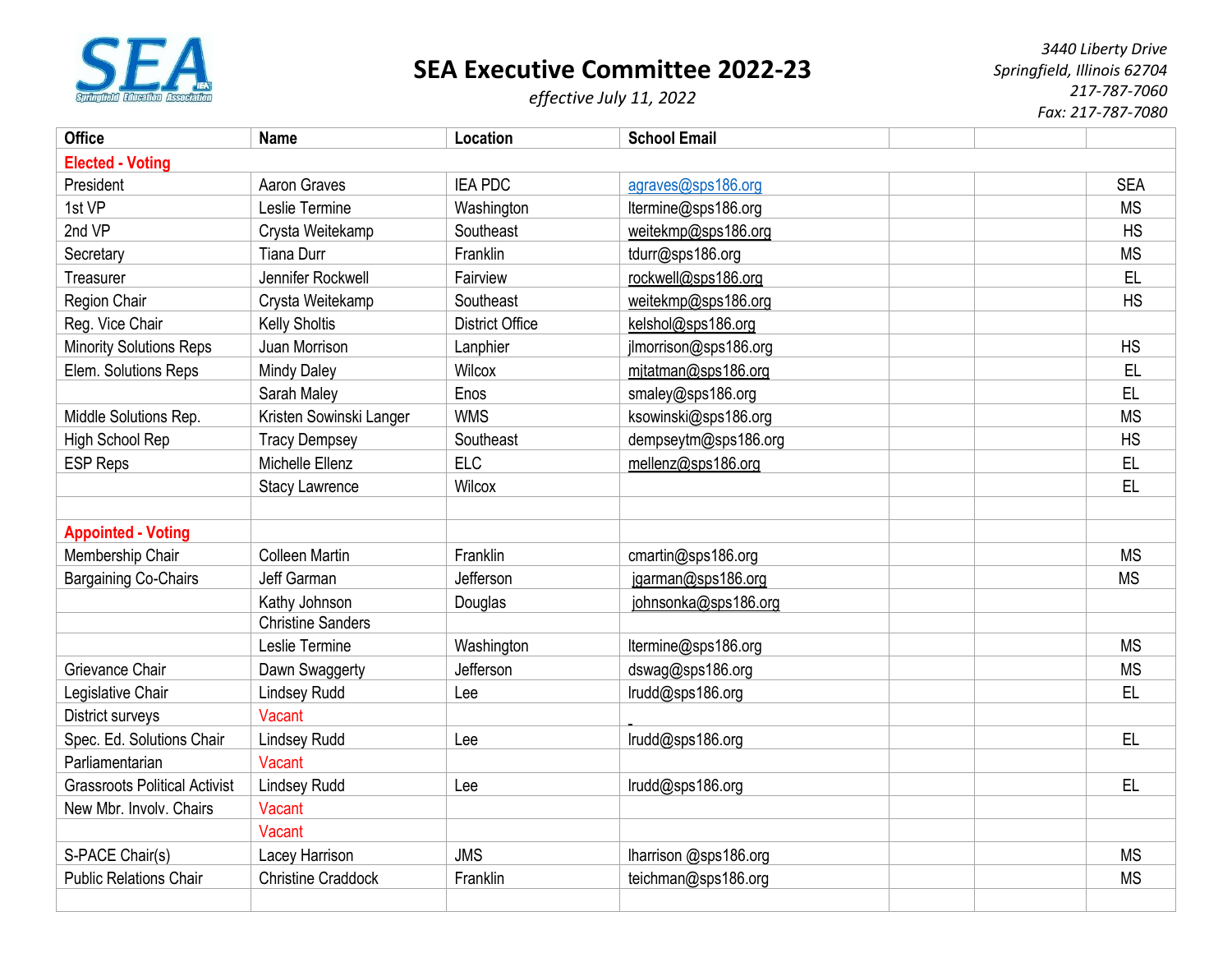# SEA Executive Committee 2022-23

*effective July 11, 2022*

*3440 Liberty Drive*
*Springfield, Illinois 62704*
*217-787-7060*
*Fax: 217-787-7080*

| Office | Name | Location | School Email | | | |
|---|---|---|---|---|---|---|
| **Elected - Voting** | | | | | | |
| President | Aaron Graves | IEA PDC | agraves@sps186.org | | | SEA |
| 1st VP | Leslie Termine | Washington | ltermine@sps186.org | | | MS |
| 2nd VP | Crysta Weitekamp | Southeast | weitekmp@sps186.org | | | HS |
| Secretary | Tiana Durr | Franklin | tdurr@sps186.org | | | MS |
| Treasurer | Jennifer Rockwell | Fairview | rockwell@sps186.org | | | EL |
| Region Chair | Crysta Weitekamp | Southeast | weitekmp@sps186.org | | | HS |
| Reg. Vice Chair | Kelly Sholtis | District Office | kelshol@sps186.org | | | |
| Minority Solutions Reps | Juan Morrison | Lanphier | jlmorrison@sps186.org | | | HS |
| Elem. Solutions Reps | Mindy Daley | Wilcox | mjtatman@sps186.org | | | EL |
| | Sarah Maley | Enos | smaley@sps186.org | | | EL |
| Middle Solutions Rep. | Kristen Sowinski Langer | WMS | ksowinski@sps186.org | | | MS |
| High School Rep | Tracy Dempsey | Southeast | dempseytm@sps186.org | | | HS |
| ESP Reps | Michelle Ellenz | ELC | mellenz@sps186.org | | | EL |
| | Stacy Lawrence | Wilcox | | | | EL |
| | | | | | | |
| **Appointed - Voting** | | | | | | |
| Membership Chair | Colleen Martin | Franklin | cmartin@sps186.org | | | MS |
| Bargaining Co-Chairs | Jeff Garman | Jefferson | jgarman@sps186.org | | | MS |
| | Kathy Johnson | Douglas | johnsonka@sps186.org | | | |
| | Christine Sanders | | | | | |
| | Leslie Termine | Washington | ltermine@sps186.org | | | MS |
| Grievance Chair | Dawn Swaggerty | Jefferson | dswag@sps186.org | | | MS |
| Legislative Chair | Lindsey Rudd | Lee | lrudd@sps186.org | | | EL |
| District surveys | Vacant | | | | | |
| Spec. Ed. Solutions Chair | Lindsey Rudd | Lee | lrudd@sps186.org | | | EL |
| Parliamentarian | Vacant | | | | | |
| Grassroots Political Activist | Lindsey Rudd | Lee | lrudd@sps186.org | | | EL |
| New Mbr. Involv. Chairs | Vacant | | | | | |
| | Vacant | | | | | |
| S-PACE Chair(s) | Lacey Harrison | JMS | lharrison @sps186.org | | | MS |
| Public Relations Chair | Christine Craddock | Franklin | teichman@sps186.org | | | MS |
| | | | | | | |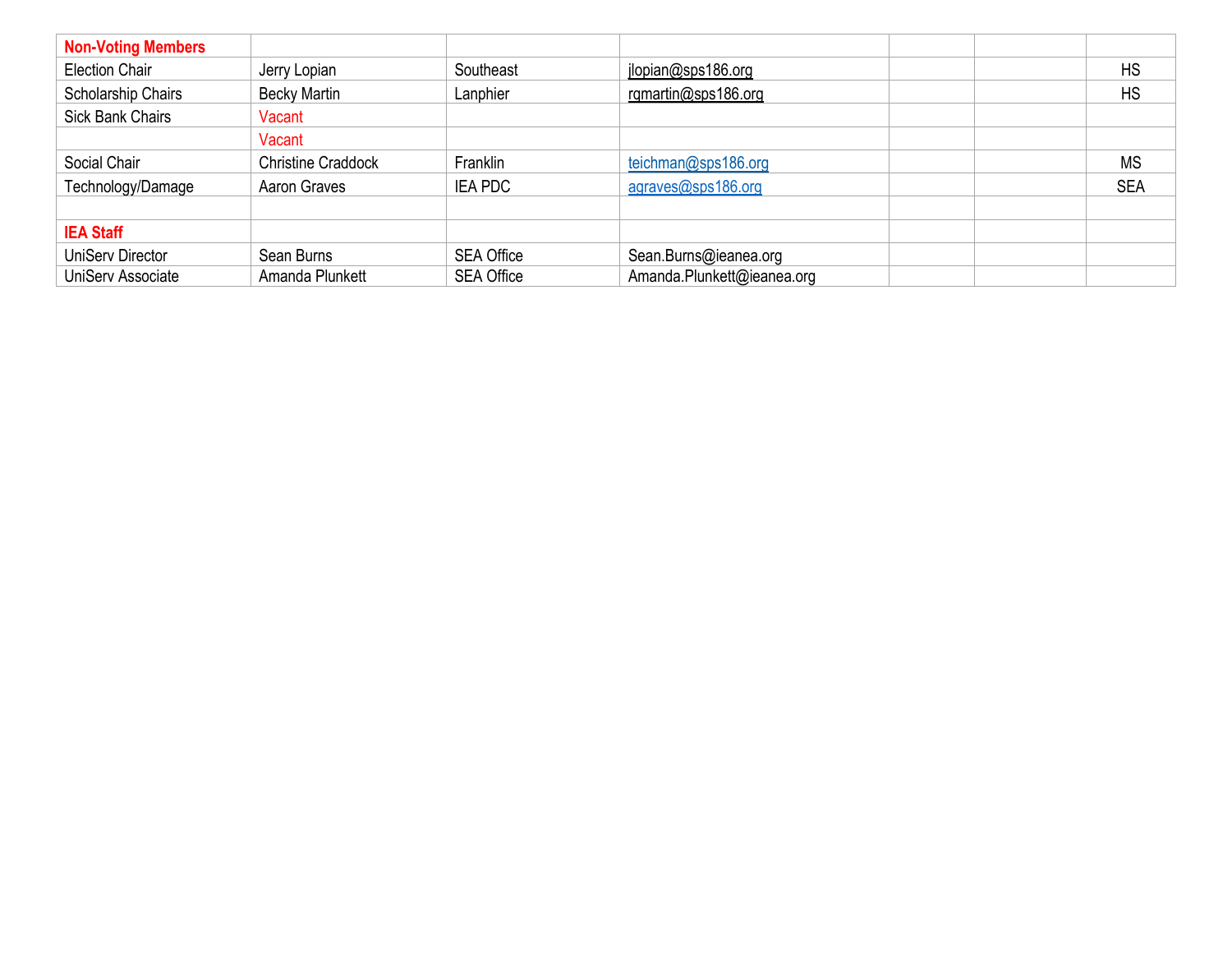| | | | | | | |
|---|---|---|---|---|---|---|
| **Non-Voting Members** | | | | | | |
| Election Chair | Jerry Lopian | Southeast | jlopian@sps186.org | | | HS |
| Scholarship Chairs | Becky Martin | Lanphier | rgmartin@sps186.org | | | HS |
| Sick Bank Chairs | Vacant | | | | | |
| | Vacant | | | | | |
| Social Chair | Christine Craddock | Franklin | teichman@sps186.org | | | MS |
| Technology/Damage | Aaron Graves | IEA PDC | agraves@sps186.org | | | SEA |
| | | | | | | |
| **IEA Staff** | | | | | | |
| UniServ Director | Sean Burns | SEA Office | Sean.Burns@ieanea.org | | | |
| UniServ Associate | Amanda Plunkett | SEA Office | Amanda.Plunkett@ieanea.org | | | |